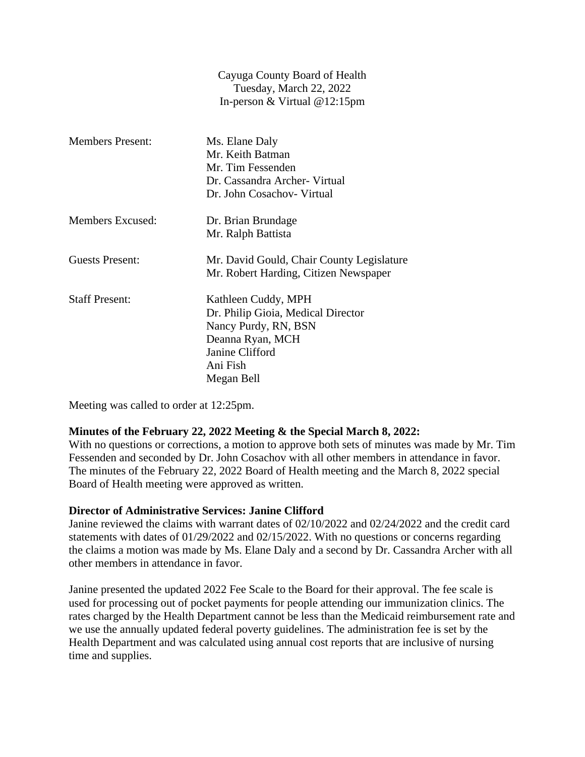Cayuga County Board of Health
Tuesday, March 22, 2022
In-person & Virtual @12:15pm

| | |
|---|---|
| Members Present: | Ms. Elane Daly<br>Mr. Keith Batman<br>Mr. Tim Fessenden<br>Dr. Cassandra Archer- Virtual<br>Dr. John Cosachov- Virtual |
| Members Excused: | Dr. Brian Brundage<br>Mr. Ralph Battista |
| Guests Present: | Mr. David Gould, Chair County Legislature<br>Mr. Robert Harding, Citizen Newspaper |
| Staff Present: | Kathleen Cuddy, MPH<br>Dr. Philip Gioia, Medical Director<br>Nancy Purdy, RN, BSN<br>Deanna Ryan, MCH<br>Janine Clifford<br>Ani Fish<br>Megan Bell |

Meeting was called to order at 12:25pm.

**Minutes of the February 22, 2022 Meeting & the Special March 8, 2022:**
With no questions or corrections, a motion to approve both sets of minutes was made by Mr. Tim Fessenden and seconded by Dr. John Cosachov with all other members in attendance in favor. The minutes of the February 22, 2022 Board of Health meeting and the March 8, 2022 special Board of Health meeting were approved as written.

**Director of Administrative Services: Janine Clifford**
Janine reviewed the claims with warrant dates of 02/10/2022 and 02/24/2022 and the credit card statements with dates of 01/29/2022 and 02/15/2022. With no questions or concerns regarding the claims a motion was made by Ms. Elane Daly and a second by Dr. Cassandra Archer with all other members in attendance in favor.

Janine presented the updated 2022 Fee Scale to the Board for their approval. The fee scale is used for processing out of pocket payments for people attending our immunization clinics. The rates charged by the Health Department cannot be less than the Medicaid reimbursement rate and we use the annually updated federal poverty guidelines. The administration fee is set by the Health Department and was calculated using annual cost reports that are inclusive of nursing time and supplies.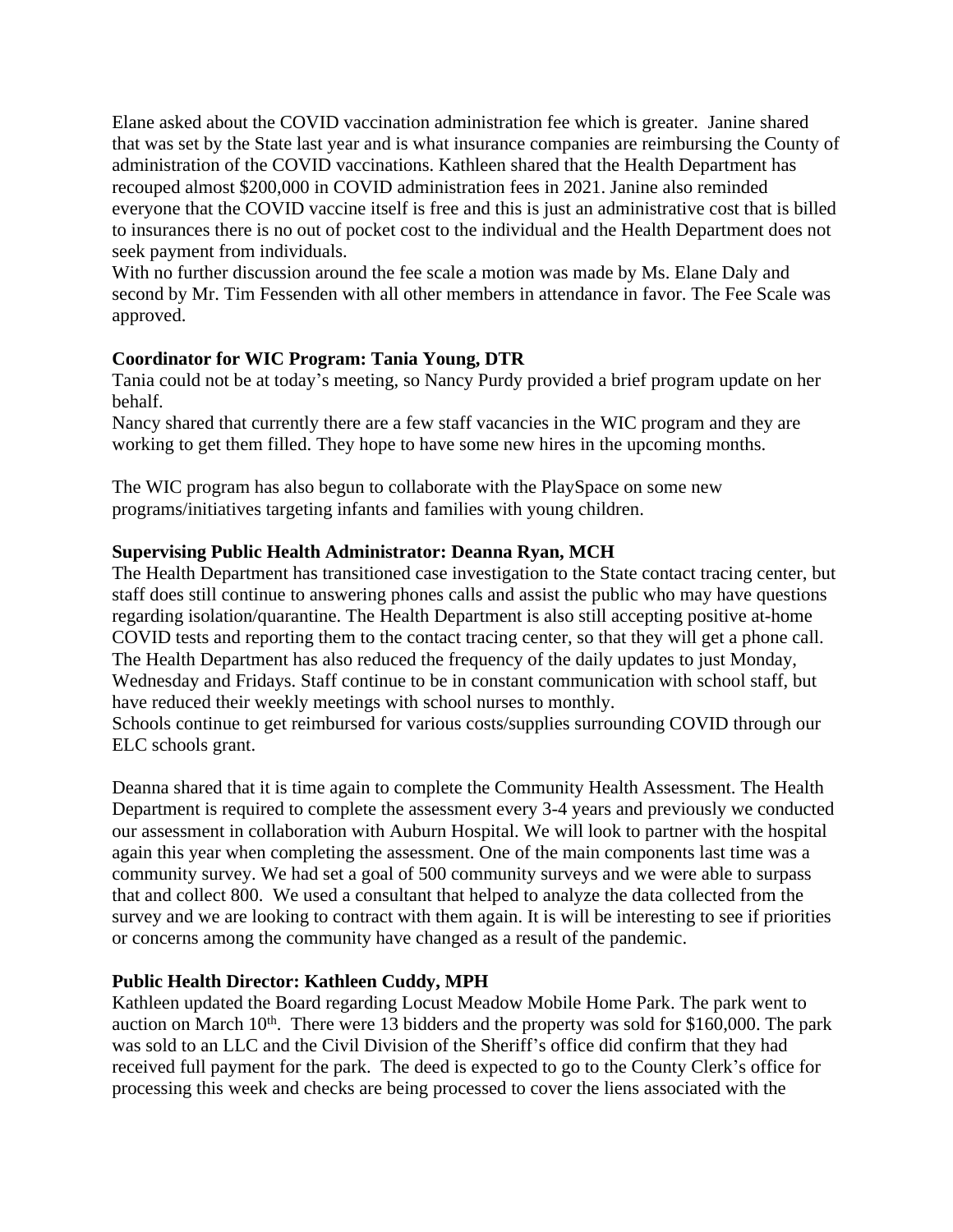Elane asked about the COVID vaccination administration fee which is greater. Janine shared that was set by the State last year and is what insurance companies are reimbursing the County of administration of the COVID vaccinations. Kathleen shared that the Health Department has recouped almost $200,000 in COVID administration fees in 2021. Janine also reminded everyone that the COVID vaccine itself is free and this is just an administrative cost that is billed to insurances there is no out of pocket cost to the individual and the Health Department does not seek payment from individuals.
With no further discussion around the fee scale a motion was made by Ms. Elane Daly and second by Mr. Tim Fessenden with all other members in attendance in favor. The Fee Scale was approved.

**Coordinator for WIC Program: Tania Young, DTR**
Tania could not be at today's meeting, so Nancy Purdy provided a brief program update on her behalf.
Nancy shared that currently there are a few staff vacancies in the WIC program and they are working to get them filled. They hope to have some new hires in the upcoming months.

The WIC program has also begun to collaborate with the PlaySpace on some new programs/initiatives targeting infants and families with young children.

**Supervising Public Health Administrator: Deanna Ryan, MCH**
The Health Department has transitioned case investigation to the State contact tracing center, but staff does still continue to answering phones calls and assist the public who may have questions regarding isolation/quarantine. The Health Department is also still accepting positive at-home COVID tests and reporting them to the contact tracing center, so that they will get a phone call. The Health Department has also reduced the frequency of the daily updates to just Monday, Wednesday and Fridays. Staff continue to be in constant communication with school staff, but have reduced their weekly meetings with school nurses to monthly.
Schools continue to get reimbursed for various costs/supplies surrounding COVID through our ELC schools grant.

Deanna shared that it is time again to complete the Community Health Assessment. The Health Department is required to complete the assessment every 3-4 years and previously we conducted our assessment in collaboration with Auburn Hospital. We will look to partner with the hospital again this year when completing the assessment. One of the main components last time was a community survey. We had set a goal of 500 community surveys and we were able to surpass that and collect 800. We used a consultant that helped to analyze the data collected from the survey and we are looking to contract with them again. It is will be interesting to see if priorities or concerns among the community have changed as a result of the pandemic.

**Public Health Director: Kathleen Cuddy, MPH**
Kathleen updated the Board regarding Locust Meadow Mobile Home Park. The park went to auction on March 10th. There were 13 bidders and the property was sold for $160,000. The park was sold to an LLC and the Civil Division of the Sheriff's office did confirm that they had received full payment for the park. The deed is expected to go to the County Clerk's office for processing this week and checks are being processed to cover the liens associated with the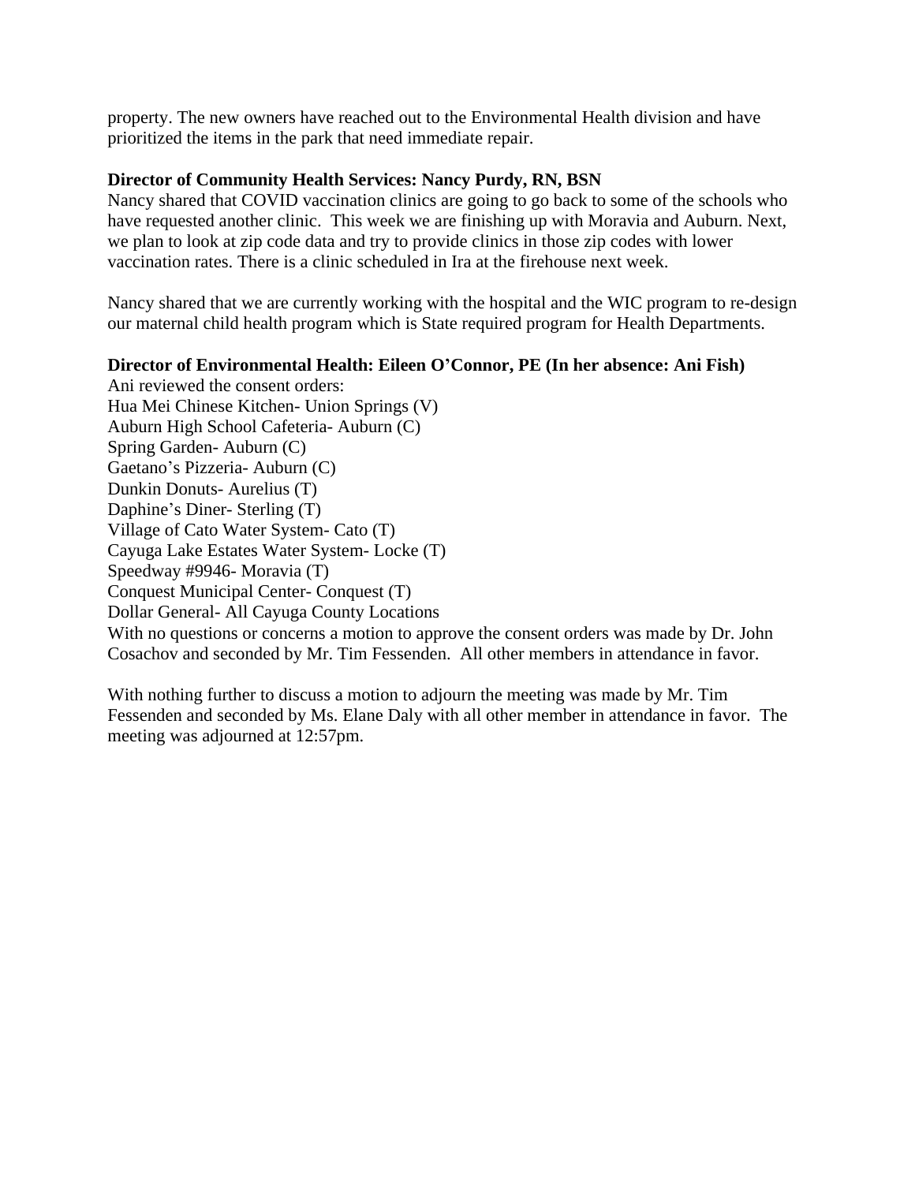property. The new owners have reached out to the Environmental Health division and have prioritized the items in the park that need immediate repair.

**Director of Community Health Services: Nancy Purdy, RN, BSN**

Nancy shared that COVID vaccination clinics are going to go back to some of the schools who have requested another clinic. This week we are finishing up with Moravia and Auburn. Next, we plan to look at zip code data and try to provide clinics in those zip codes with lower vaccination rates. There is a clinic scheduled in Ira at the firehouse next week.

Nancy shared that we are currently working with the hospital and the WIC program to re-design our maternal child health program which is State required program for Health Departments.

**Director of Environmental Health: Eileen O'Connor, PE (In her absence: Ani Fish)**

Ani reviewed the consent orders:
Hua Mei Chinese Kitchen- Union Springs (V)
Auburn High School Cafeteria- Auburn (C)
Spring Garden- Auburn (C)
Gaetano's Pizzeria- Auburn (C)
Dunkin Donuts- Aurelius (T)
Daphine's Diner- Sterling (T)
Village of Cato Water System- Cato (T)
Cayuga Lake Estates Water System- Locke (T)
Speedway #9946- Moravia (T)
Conquest Municipal Center- Conquest (T)
Dollar General- All Cayuga County Locations
With no questions or concerns a motion to approve the consent orders was made by Dr. John Cosachov and seconded by Mr. Tim Fessenden. All other members in attendance in favor.

With nothing further to discuss a motion to adjourn the meeting was made by Mr. Tim Fessenden and seconded by Ms. Elane Daly with all other member in attendance in favor. The meeting was adjourned at 12:57pm.